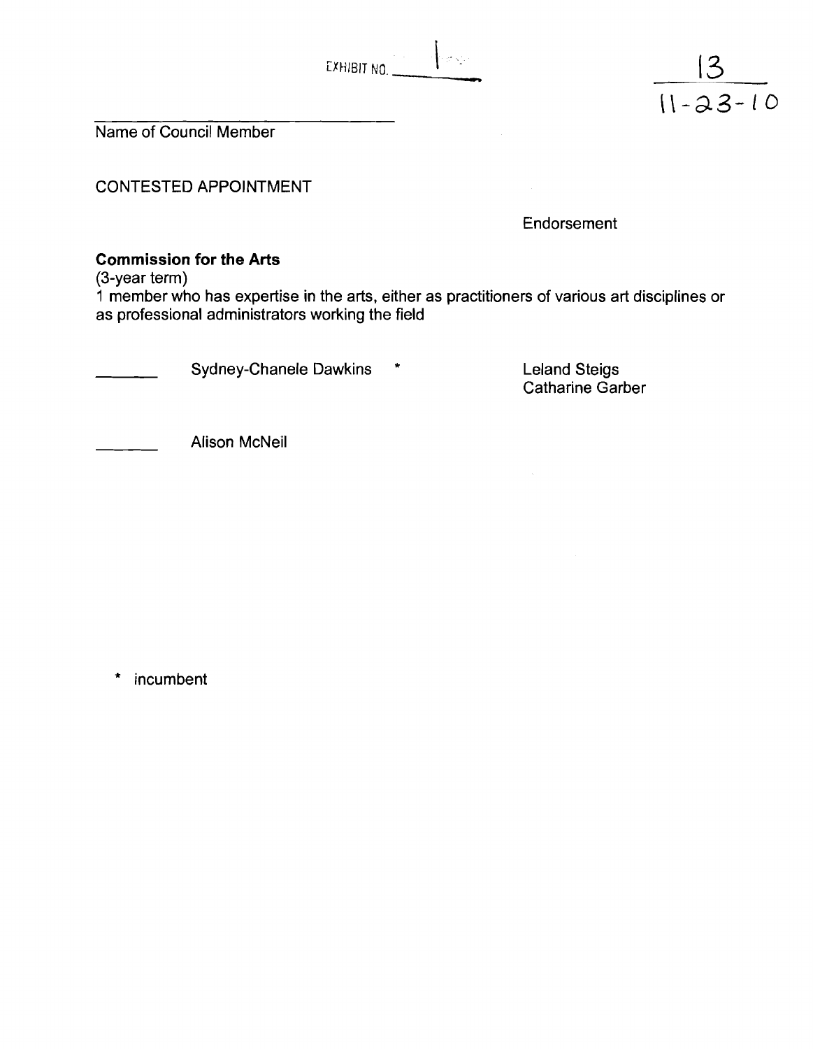EXHIBIT NO. 1

13
11-23-10

______________________________
Name of Council Member

CONTESTED APPOINTMENT

Endorsement

**Commission for the Arts**
(3-year term)
1 member who has expertise in the arts, either as practitioners of various art disciplines or as professional administrators working the field

| | | Endorsement |
|---|---|---|
| _______ | Sydney-Chanele Dawkins * | Leland Steigs<br>Catharine Garber |
| _______ | Alison McNeil | |

\* incumbent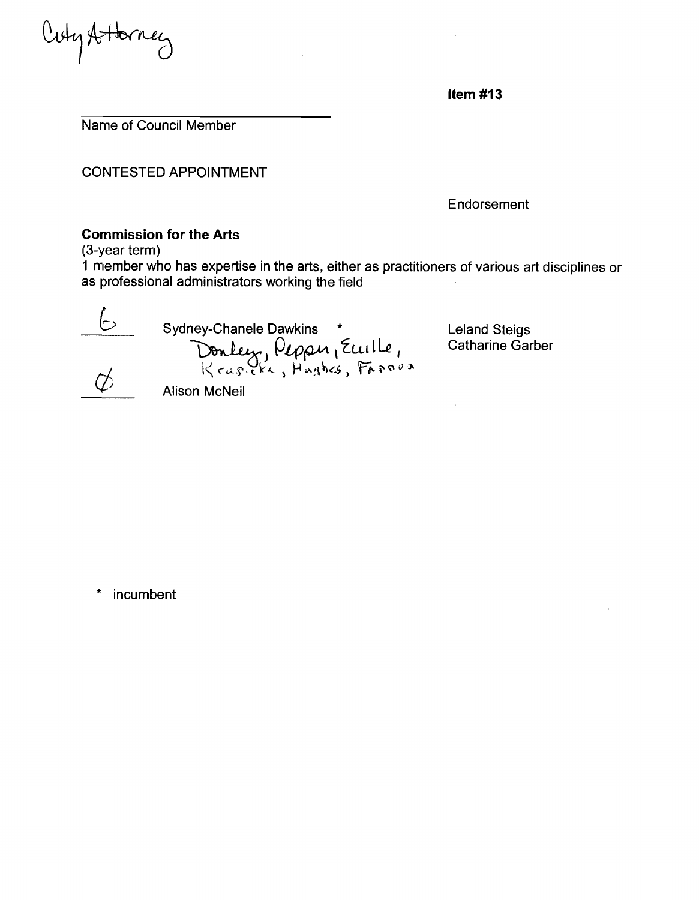City Attorney

**Item #13**

Name of Council Member

CONTESTED APPOINTMENT

Endorsement

**Commission for the Arts**

(3-year term)

1 member who has expertise in the arts, either as practitioners of various art disciplines or as professional administrators working the field

| Votes | Candidate | Endorsement |
|---|---|---|
| 6 | Sydney-Chanele Dawkins * <br> Donley, Pepper, Euille, Krupicka, Hughes, Fasova | Leland Steigs <br> Catharine Garber |
| Ø | Alison McNeil | |

\* incumbent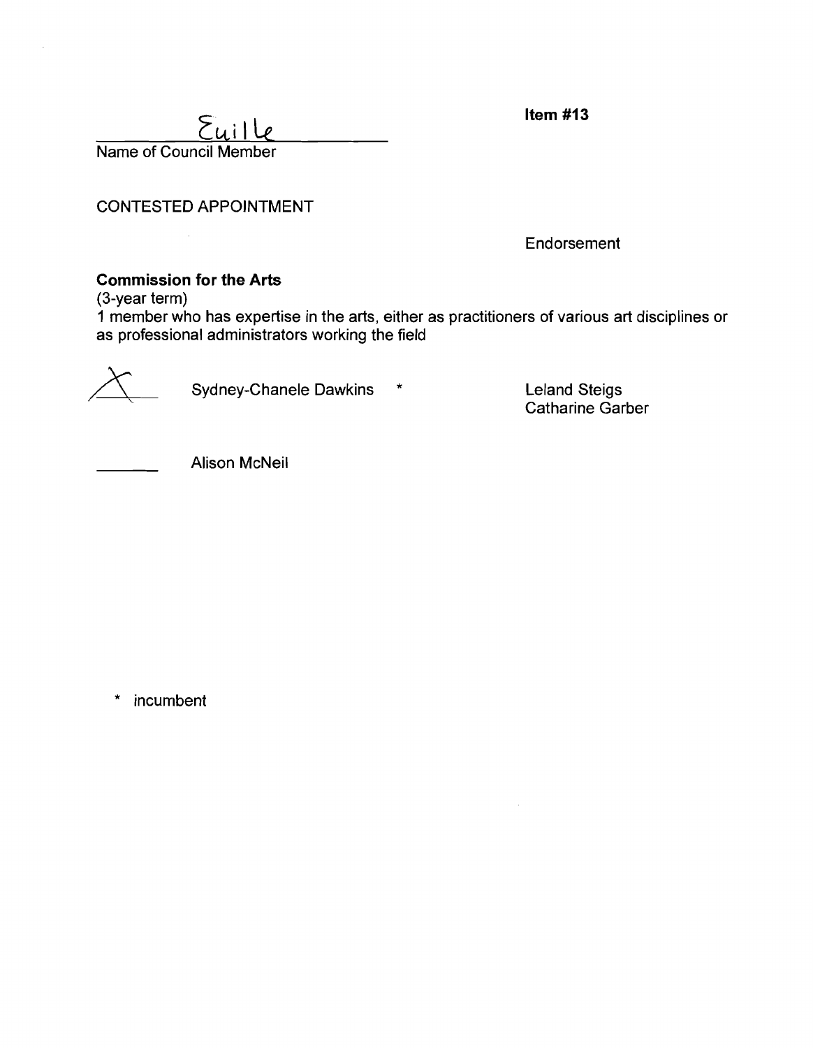Euille
Name of Council Member

**Item #13**

CONTESTED APPOINTMENT

Endorsement

**Commission for the Arts**
(3-year term)
1 member who has expertise in the arts, either as practitioners of various art disciplines or as professional administrators working the field

| | | Endorsement |
|---|---|---|
| X | Sydney-Chanele Dawkins * | Leland Steigs<br>Catharine Garber |
| ______ | Alison McNeil | |

* incumbent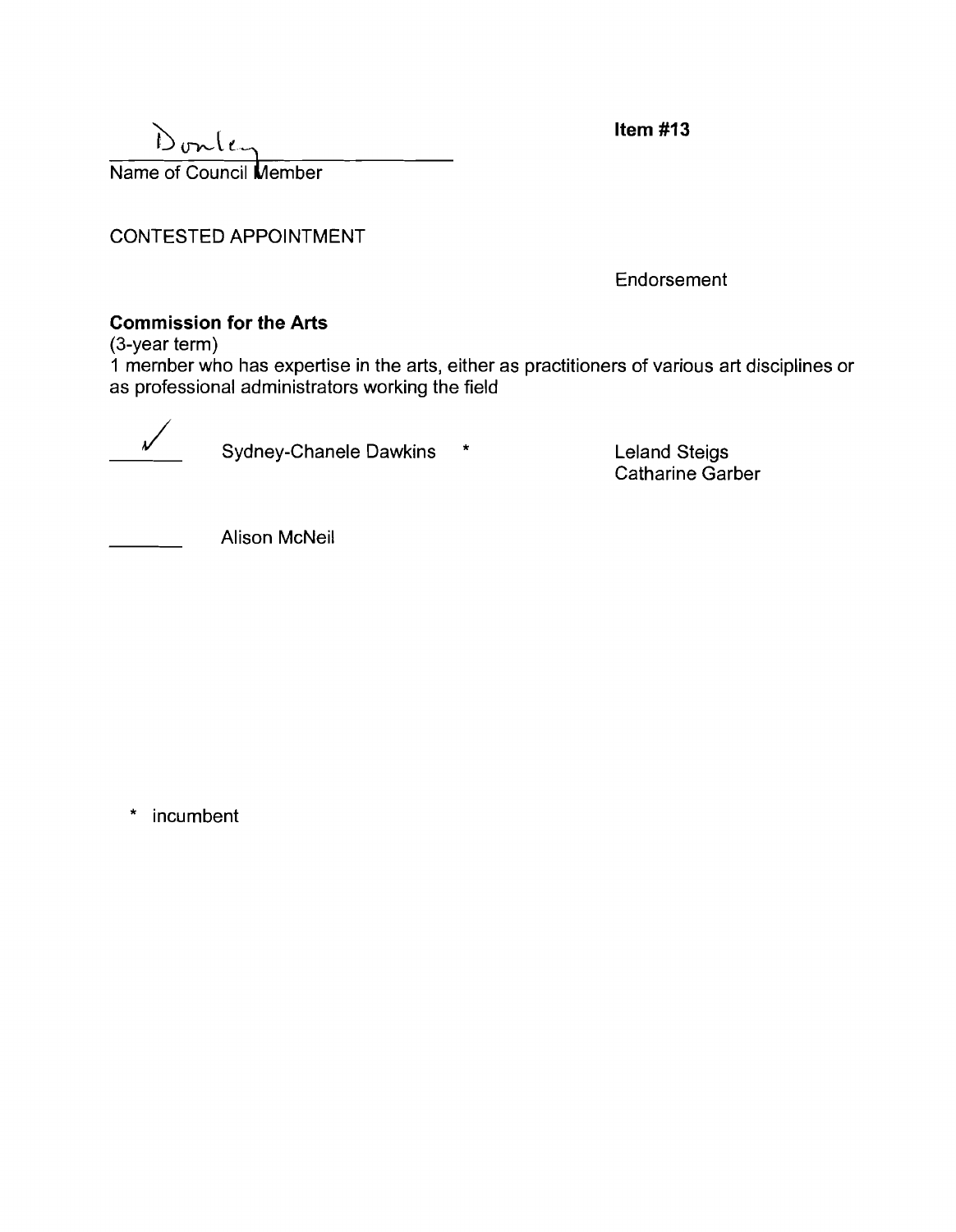Donley
Name of Council Member

**Item #13**

CONTESTED APPOINTMENT

Endorsement

**Commission for the Arts**
(3-year term)
1 member who has expertise in the arts, either as practitioners of various art disciplines or as professional administrators working the field

| | | Endorsement |
|---|---|---|
| ✓ | Sydney-Chanele Dawkins * | Leland Steigs<br>Catharine Garber |
| ______ | Alison McNeil | |

* incumbent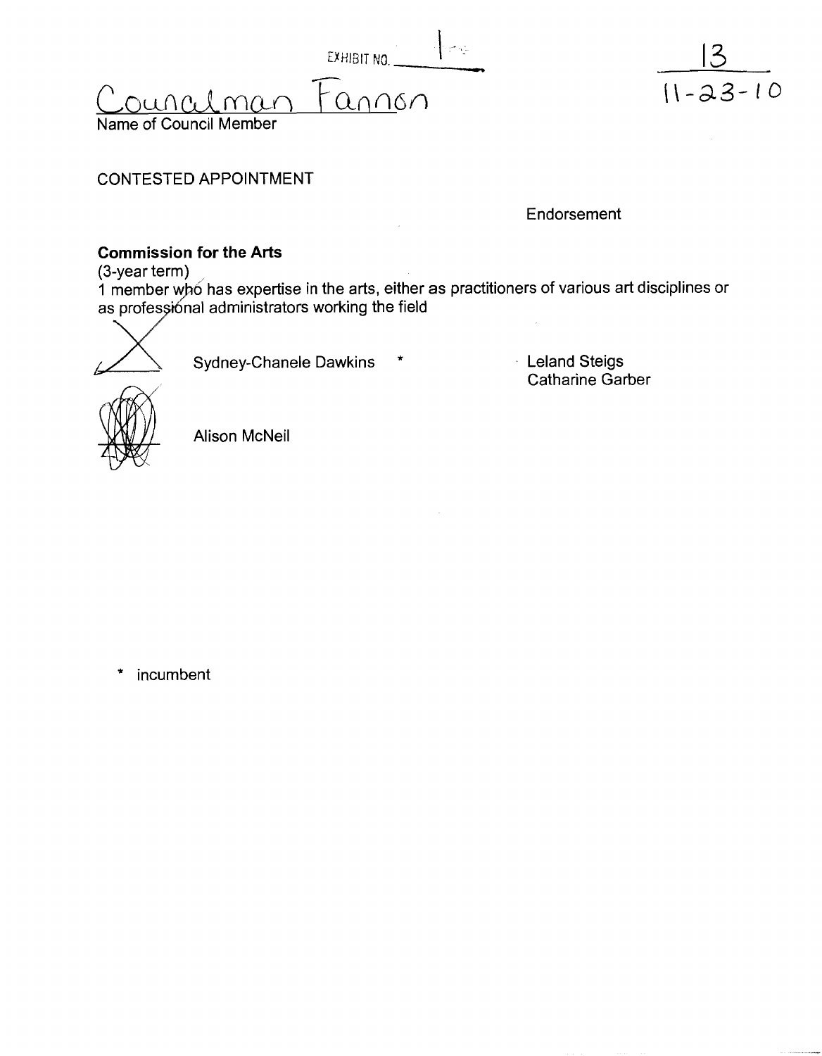EXHIBIT NO. 1

13
11-23-10

Councilman Fannon
Name of Council Member

CONTESTED APPOINTMENT

Endorsement

**Commission for the Arts**
(3-year term)
1 member who has expertise in the arts, either as practitioners of various art disciplines or as professional administrators working the field

X Sydney-Chanele Dawkins * — Leland Steigs, Catharine Garber

Alison McNeil

* incumbent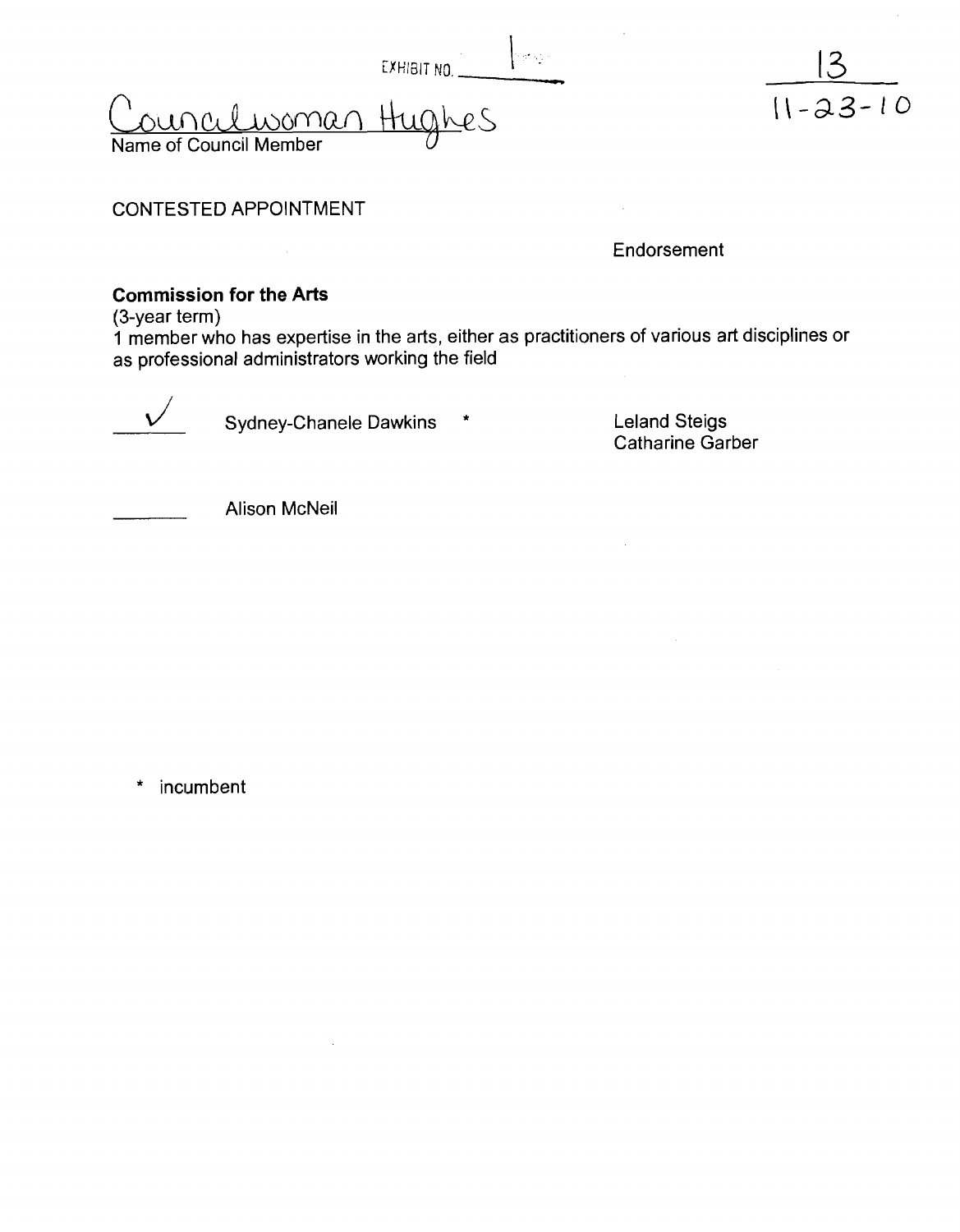EXHIBIT NO. 1

13
11-23-10

Councilwoman Hughes
Name of Council Member

CONTESTED APPOINTMENT

Endorsement

**Commission for the Arts**
(3-year term)
1 member who has expertise in the arts, either as practitioners of various art disciplines or as professional administrators working the field

✓ Sydney-Chanele Dawkins * — Leland Steigs, Catharine Garber

\_\_\_\_\_\_ Alison McNeil

\* incumbent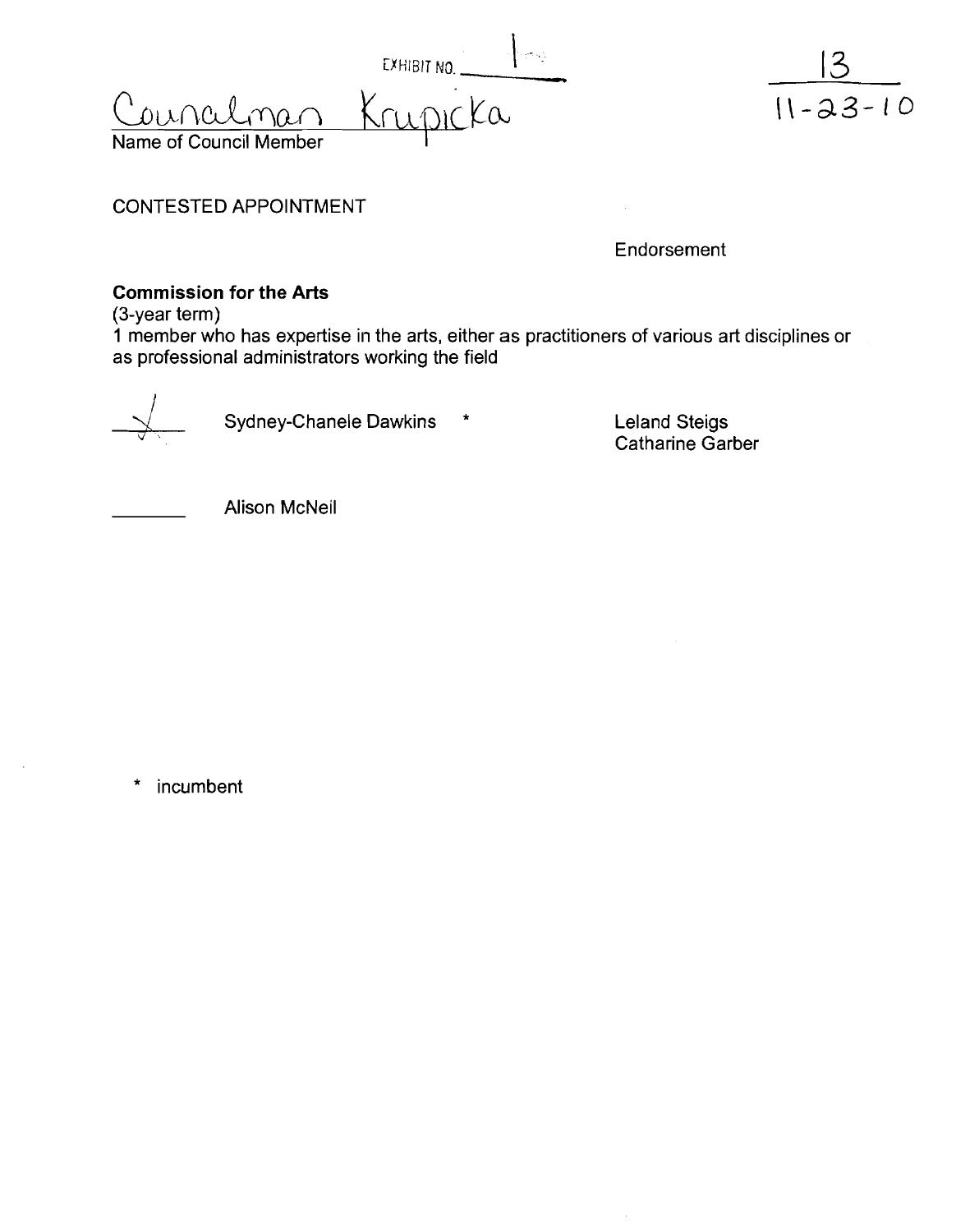EXHIBIT NO. 1

Councilman Krupicka
Name of Council Member

13
11-23-10

CONTESTED APPOINTMENT

Endorsement

**Commission for the Arts**
(3-year term)
1 member who has expertise in the arts, either as practitioners of various art disciplines or as professional administrators working the field

| | | |
|---|---|---|
| ✓ | Sydney-Chanele Dawkins * | Leland Steigs<br>Catharine Garber |
| ______ | Alison McNeil | |

\* incumbent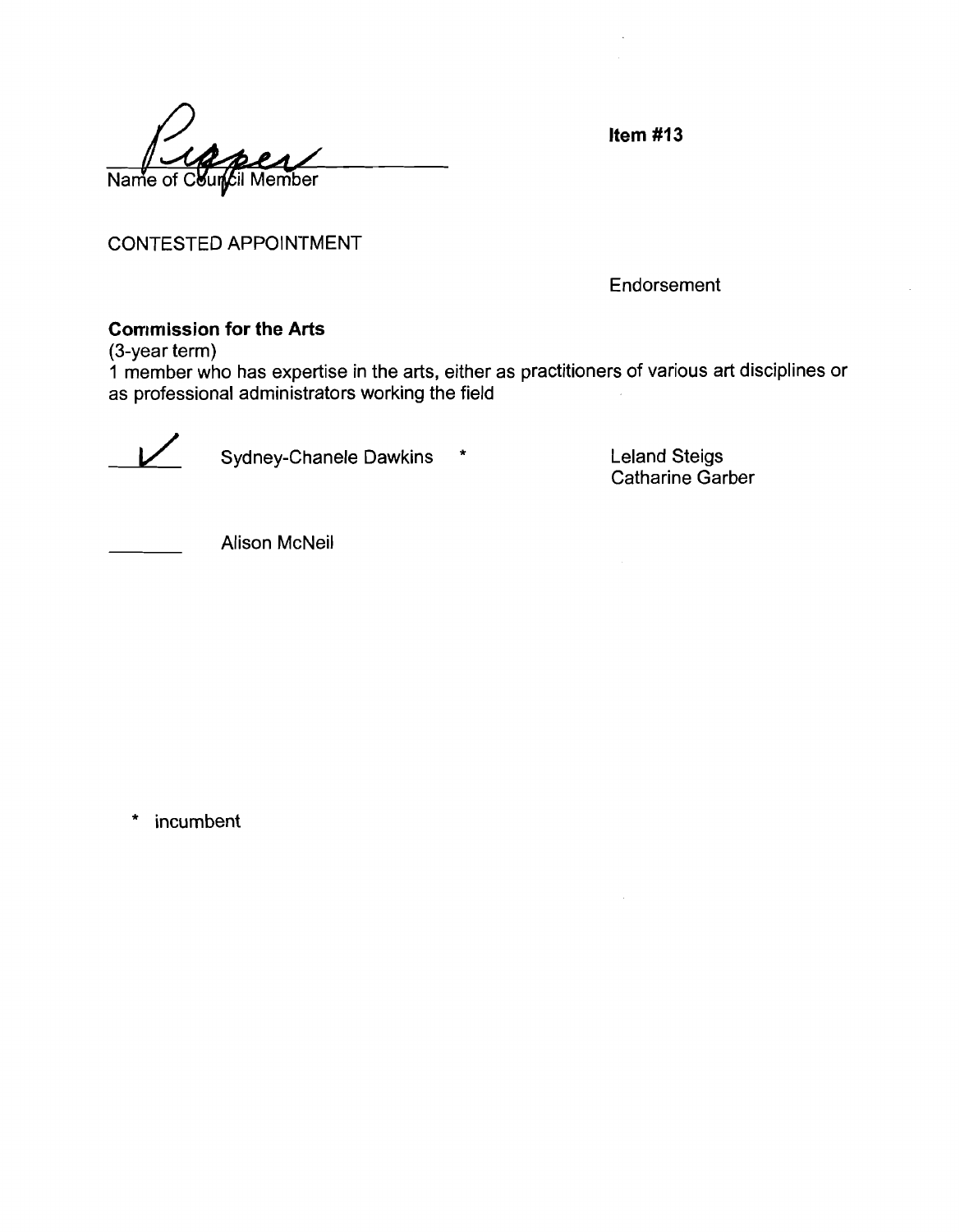Pepper
Name of Council Member

**Item #13**

CONTESTED APPOINTMENT

Endorsement

**Commission for the Arts**
(3-year term)
1 member who has expertise in the arts, either as practitioners of various art disciplines or as professional administrators working the field

| | | |
|---|---|---|
| ✓ | Sydney-Chanele Dawkins * | Leland Steigs<br>Catharine Garber |
| ____ | Alison McNeil | |

* incumbent